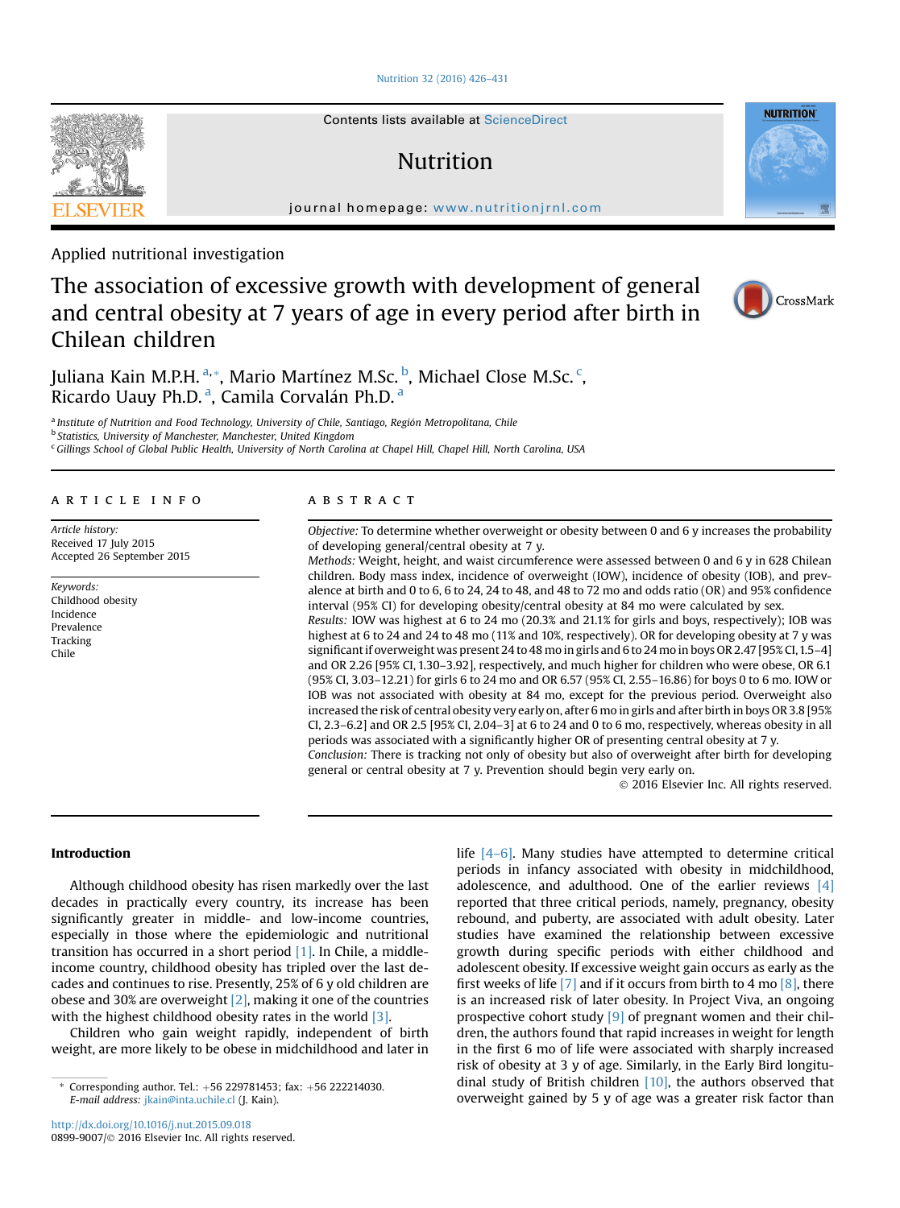Contents lists available at ScienceDirect

# Nutrition

journal homepage: www.nutritionjrnl.com

Applied nutritional investigation

# The association of excessive growth with development of general and central obesity at 7 years of age in every period after birth in Chilean children

Juliana Kain M.P.H. [a,*], Mario Martínez M.Sc. [b], Michael Close M.Sc. [c], Ricardo Uauy Ph.D. [a], Camila Corvalán Ph.D. [a]

[a] Institute of Nutrition and Food Technology, University of Chile, Santiago, Región Metropolitana, Chile
[b] Statistics, University of Manchester, Manchester, United Kingdom
[c] Gillings School of Global Public Health, University of North Carolina at Chapel Hill, Chapel Hill, North Carolina, USA

## ARTICLE INFO

*Article history:*
Received 17 July 2015
Accepted 26 September 2015

*Keywords:*
Childhood obesity
Incidence
Prevalence
Tracking
Chile

## ABSTRACT

*Objective:* To determine whether overweight or obesity between 0 and 6 y increases the probability of developing general/central obesity at 7 y.
*Methods:* Weight, height, and waist circumference were assessed between 0 and 6 y in 628 Chilean children. Body mass index, incidence of overweight (IOW), incidence of obesity (IOB), and prevalence at birth and 0 to 6, 6 to 24, 24 to 48, and 48 to 72 mo and odds ratio (OR) and 95% confidence interval (95% CI) for developing obesity/central obesity at 84 mo were calculated by sex.
*Results:* IOW was highest at 6 to 24 mo (20.3% and 21.1% for girls and boys, respectively); IOB was highest at 6 to 24 and 24 to 48 mo (11% and 10%, respectively). OR for developing obesity at 7 y was significant if overweight was present 24 to 48 mo in girls and 6 to 24 mo in boys OR 2.47 [95% CI, 1.5–4] and OR 2.26 [95% CI, 1.30–3.92], respectively, and much higher for children who were obese, OR 6.1 (95% CI, 3.03–12.21) for girls 6 to 24 mo and OR 6.57 (95% CI, 2.55–16.86) for boys 0 to 6 mo. IOW or IOB was not associated with obesity at 84 mo, except for the previous period. Overweight also increased the risk of central obesity very early on, after 6 mo in girls and after birth in boys OR 3.8 [95% CI, 2.3–6.2] and OR 2.5 [95% CI, 2.04–3] at 6 to 24 and 0 to 6 mo, respectively, whereas obesity in all periods was associated with a significantly higher OR of presenting central obesity at 7 y.
*Conclusion:* There is tracking not only of obesity but also of overweight after birth for developing general or central obesity at 7 y. Prevention should begin very early on.

© 2016 Elsevier Inc. All rights reserved.

## Introduction

Although childhood obesity has risen markedly over the last decades in practically every country, its increase has been significantly greater in middle- and low-income countries, especially in those where the epidemiologic and nutritional transition has occurred in a short period [1]. In Chile, a middle-income country, childhood obesity has tripled over the last decades and continues to rise. Presently, 25% of 6 y old children are obese and 30% are overweight [2], making it one of the countries with the highest childhood obesity rates in the world [3].

Children who gain weight rapidly, independent of birth weight, are more likely to be obese in midchildhood and later in life [4–6]. Many studies have attempted to determine critical periods in infancy associated with obesity in midchildhood, adolescence, and adulthood. One of the earlier reviews [4] reported that three critical periods, namely, pregnancy, obesity rebound, and puberty, are associated with adult obesity. Later studies have examined the relationship between excessive growth during specific periods with either childhood and adolescent obesity. If excessive weight gain occurs as early as the first weeks of life [7] and if it occurs from birth to 4 mo [8], there is an increased risk of later obesity. In Project Viva, an ongoing prospective cohort study [9] of pregnant women and their children, the authors found that rapid increases in weight for length in the first 6 mo of life were associated with sharply increased risk of obesity at 3 y of age. Similarly, in the Early Bird longitudinal study of British children [10], the authors observed that overweight gained by 5 y of age was a greater risk factor than

\* Corresponding author. Tel.: +56 229781453; fax: +56 222214030.
*E-mail address:* jkain@inta.uchile.cl (J. Kain).

http://dx.doi.org/10.1016/j.nut.2015.09.018
0899-9007/© 2016 Elsevier Inc. All rights reserved.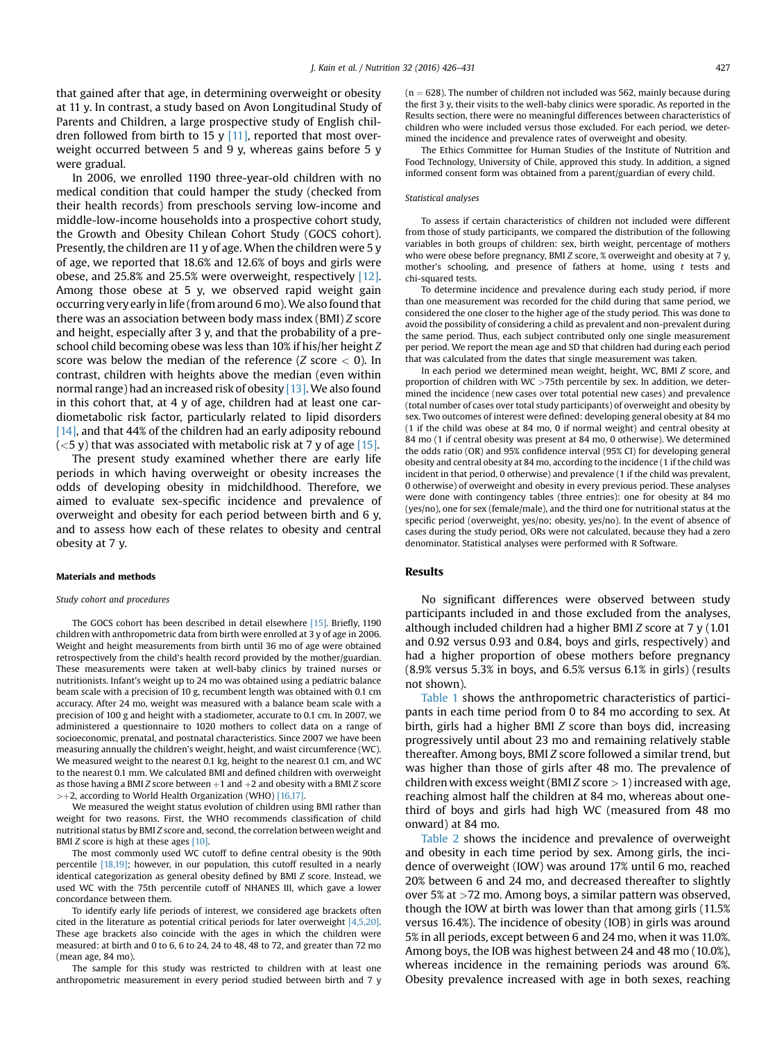that gained after that age, in determining overweight or obesity at 11 y. In contrast, a study based on Avon Longitudinal Study of Parents and Children, a large prospective study of English children followed from birth to 15 y [11], reported that most overweight occurred between 5 and 9 y, whereas gains before 5 y were gradual.

In 2006, we enrolled 1190 three-year-old children with no medical condition that could hamper the study (checked from their health records) from preschools serving low-income and middle-low-income households into a prospective cohort study, the Growth and Obesity Chilean Cohort Study (GOCS cohort). Presently, the children are 11 y of age. When the children were 5 y of age, we reported that 18.6% and 12.6% of boys and girls were obese, and 25.8% and 25.5% were overweight, respectively [12]. Among those obese at 5 y, we observed rapid weight gain occurring very early in life (from around 6 mo). We also found that there was an association between body mass index (BMI) *Z* score and height, especially after 3 y, and that the probability of a preschool child becoming obese was less than 10% if his/her height *Z* score was below the median of the reference (*Z* score $< 0$). In contrast, children with heights above the median (even within normal range) had an increased risk of obesity [13]. We also found in this cohort that, at 4 y of age, children had at least one cardiometabolic risk factor, particularly related to lipid disorders [14], and that 44% of the children had an early adiposity rebound ($<$5 y) that was associated with metabolic risk at 7 y of age [15].

The present study examined whether there are early life periods in which having overweight or obesity increases the odds of developing obesity in midchildhood. Therefore, we aimed to evaluate sex-specific incidence and prevalence of overweight and obesity for each period between birth and 6 y, and to assess how each of these relates to obesity and central obesity at 7 y.

## Materials and methods

### Study cohort and procedures

The GOCS cohort has been described in detail elsewhere [15]. Briefly, 1190 children with anthropometric data from birth were enrolled at 3 y of age in 2006. Weight and height measurements from birth until 36 mo of age were obtained retrospectively from the child's health record provided by the mother/guardian. These measurements were taken at well-baby clinics by trained nurses or nutritionists. Infant's weight up to 24 mo was obtained using a pediatric balance beam scale with a precision of 10 g, recumbent length was obtained with 0.1 cm accuracy. After 24 mo, weight was measured with a balance beam scale with a precision of 100 g and height with a stadiometer, accurate to 0.1 cm. In 2007, we administered a questionnaire to 1020 mothers to collect data on a range of socioeconomic, prenatal, and postnatal characteristics. Since 2007 we have been measuring annually the children's weight, height, and waist circumference (WC). We measured weight to the nearest 0.1 kg, height to the nearest 0.1 cm, and WC to the nearest 0.1 mm. We calculated BMI and defined children with overweight as those having a BMI *Z* score between $+1$ and $+2$ and obesity with a BMI *Z* score $>+2$, according to World Health Organization (WHO) [16,17].

We measured the weight status evolution of children using BMI rather than weight for two reasons. First, the WHO recommends classification of child nutritional status by BMI *Z* score and, second, the correlation between weight and BMI *Z* score is high at these ages [10].

The most commonly used WC cutoff to define central obesity is the 90th percentile [18,19]; however, in our population, this cutoff resulted in a nearly identical categorization as general obesity defined by BMI *Z* score. Instead, we used WC with the 75th percentile cutoff of NHANES III, which gave a lower concordance between them.

To identify early life periods of interest, we considered age brackets often cited in the literature as potential critical periods for later overweight [4,5,20]. These age brackets also coincide with the ages in which the children were measured: at birth and 0 to 6, 6 to 24, 24 to 48, 48 to 72, and greater than 72 mo (mean age, 84 mo).

The sample for this study was restricted to children with at least one anthropometric measurement in every period studied between birth and 7 y (n = 628). The number of children not included was 562, mainly because during the first 3 y, their visits to the well-baby clinics were sporadic. As reported in the Results section, there were no meaningful differences between characteristics of children who were included versus those excluded. For each period, we determined the incidence and prevalence rates of overweight and obesity.

The Ethics Committee for Human Studies of the Institute of Nutrition and Food Technology, University of Chile, approved this study. In addition, a signed informed consent form was obtained from a parent/guardian of every child.

### Statistical analyses

To assess if certain characteristics of children not included were different from those of study participants, we compared the distribution of the following variables in both groups of children: sex, birth weight, percentage of mothers who were obese before pregnancy, BMI *Z* score, % overweight and obesity at 7 y, mother's schooling, and presence of fathers at home, using *t* tests and chi-squared tests.

To determine incidence and prevalence during each study period, if more than one measurement was recorded for the child during that same period, we considered the one closer to the higher age of the study period. This was done to avoid the possibility of considering a child as prevalent and non-prevalent during the same period. Thus, each subject contributed only one single measurement per period. We report the mean age and SD that children had during each period that was calculated from the dates that single measurement was taken.

In each period we determined mean weight, height, WC, BMI *Z* score, and proportion of children with WC $>$75th percentile by sex. In addition, we determined the incidence (new cases over total potential new cases) and prevalence (total number of cases over total study participants) of overweight and obesity by sex. Two outcomes of interest were defined: developing general obesity at 84 mo (1 if the child was obese at 84 mo, 0 if normal weight) and central obesity at 84 mo (1 if central obesity was present at 84 mo, 0 otherwise). We determined the odds ratio (OR) and 95% confidence interval (95% CI) for developing general obesity and central obesity at 84 mo, according to the incidence (1 if the child was incident in that period, 0 otherwise) and prevalence (1 if the child was prevalent, 0 otherwise) of overweight and obesity in every previous period. These analyses were done with contingency tables (three entries): one for obesity at 84 mo (yes/no), one for sex (female/male), and the third one for nutritional status at the specific period (overweight, yes/no; obesity, yes/no). In the event of absence of cases during the study period, ORs were not calculated, because they had a zero denominator. Statistical analyses were performed with R Software.

## Results

No significant differences were observed between study participants included in and those excluded from the analyses, although included children had a higher BMI *Z* score at 7 y (1.01 and 0.92 versus 0.93 and 0.84, boys and girls, respectively) and had a higher proportion of obese mothers before pregnancy (8.9% versus 5.3% in boys, and 6.5% versus 6.1% in girls) (results not shown).

Table 1 shows the anthropometric characteristics of participants in each time period from 0 to 84 mo according to sex. At birth, girls had a higher BMI *Z* score than boys did, increasing progressively until about 23 mo and remaining relatively stable thereafter. Among boys, BMI *Z* score followed a similar trend, but was higher than those of girls after 48 mo. The prevalence of children with excess weight (BMI *Z* score $> 1$) increased with age, reaching almost half the children at 84 mo, whereas about one-third of boys and girls had high WC (measured from 48 mo onward) at 84 mo.

Table 2 shows the incidence and prevalence of overweight and obesity in each time period by sex. Among girls, the incidence of overweight (IOW) was around 17% until 6 mo, reached 20% between 6 and 24 mo, and decreased thereafter to slightly over 5% at $>$72 mo. Among boys, a similar pattern was observed, though the IOW at birth was lower than that among girls (11.5% versus 16.4%). The incidence of obesity (IOB) in girls was around 5% in all periods, except between 6 and 24 mo, when it was 11.0%. Among boys, the IOB was highest between 24 and 48 mo (10.0%), whereas incidence in the remaining periods was around 6%. Obesity prevalence increased with age in both sexes, reaching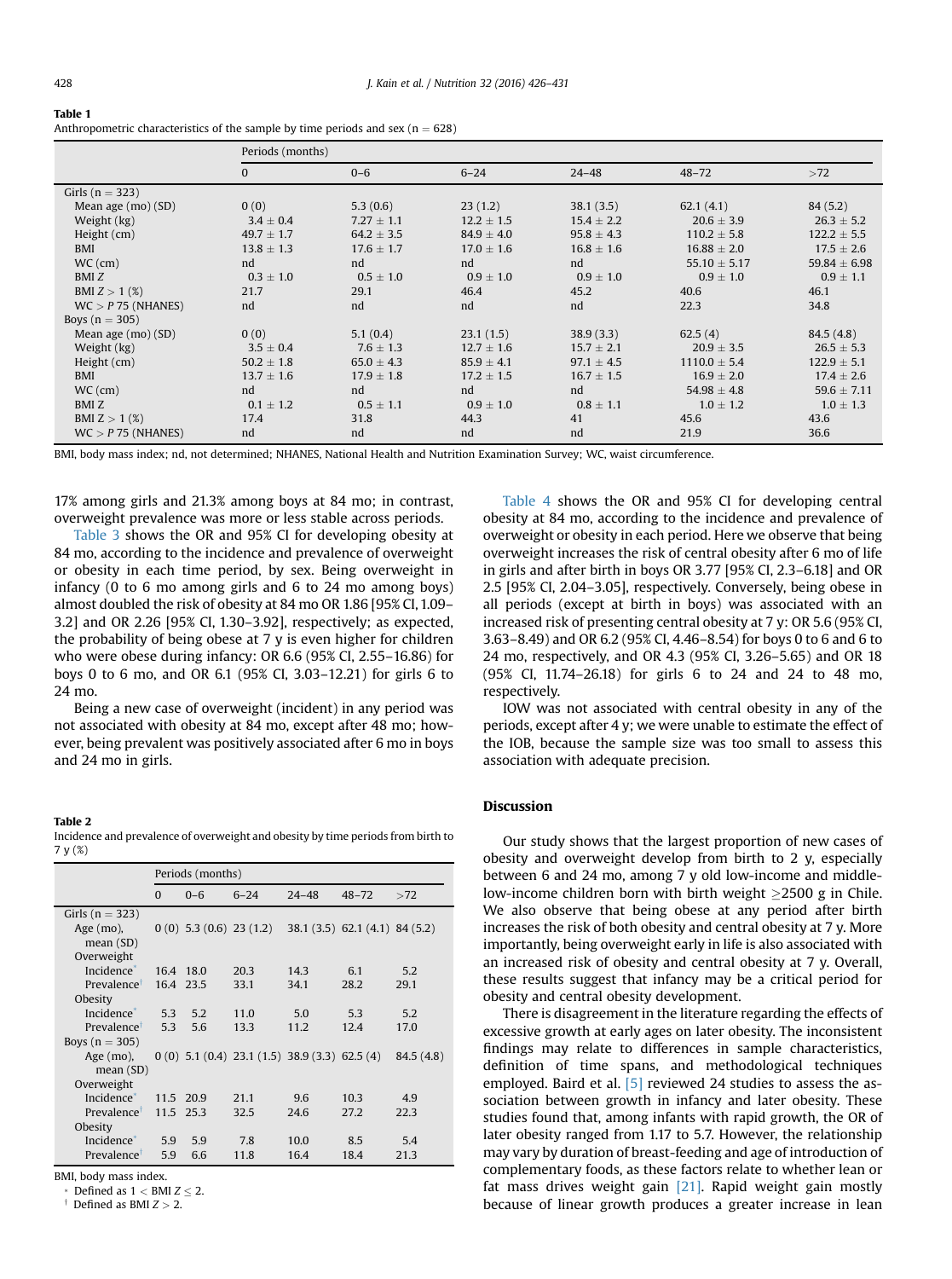**Table 1**
Anthropometric characteristics of the sample by time periods and sex (n = 628)

| | Periods (months) | | | | | |
|---|---|---|---|---|---|---|
| | 0 | 0–6 | 6–24 | 24–48 | 48–72 | >72 |
| Girls (n = 323) | | | | | | |
| Mean age (mo) (SD) | 0 (0) | 5.3 (0.6) | 23 (1.2) | 38.1 (3.5) | 62.1 (4.1) | 84 (5.2) |
| Weight (kg) | 3.4 ± 0.4 | 7.27 ± 1.1 | 12.2 ± 1.5 | 15.4 ± 2.2 | 20.6 ± 3.9 | 26.3 ± 5.2 |
| Height (cm) | 49.7 ± 1.7 | 64.2 ± 3.5 | 84.9 ± 4.0 | 95.8 ± 4.3 | 110.2 ± 5.8 | 122.2 ± 5.5 |
| BMI | 13.8 ± 1.3 | 17.6 ± 1.7 | 17.0 ± 1.6 | 16.8 ± 1.6 | 16.88 ± 2.0 | 17.5 ± 2.6 |
| WC (cm) | nd | nd | nd | nd | 55.10 ± 5.17 | 59.84 ± 6.98 |
| BMI Z | 0.3 ± 1.0 | 0.5 ± 1.0 | 0.9 ± 1.0 | 0.9 ± 1.0 | 0.9 ± 1.0 | 0.9 ± 1.1 |
| BMI Z > 1 (%) | 21.7 | 29.1 | 46.4 | 45.2 | 40.6 | 46.1 |
| WC > P 75 (NHANES) | nd | nd | nd | nd | 22.3 | 34.8 |
| Boys (n = 305) | | | | | | |
| Mean age (mo) (SD) | 0 (0) | 5.1 (0.4) | 23.1 (1.5) | 38.9 (3.3) | 62.5 (4) | 84.5 (4.8) |
| Weight (kg) | 3.5 ± 0.4 | 7.6 ± 1.3 | 12.7 ± 1.6 | 15.7 ± 2.1 | 20.9 ± 3.5 | 26.5 ± 5.3 |
| Height (cm) | 50.2 ± 1.8 | 65.0 ± 4.3 | 85.9 ± 4.1 | 97.1 ± 4.5 | 1110.0 ± 5.4 | 122.9 ± 5.1 |
| BMI | 13.7 ± 1.6 | 17.9 ± 1.8 | 17.2 ± 1.5 | 16.7 ± 1.5 | 16.9 ± 2.0 | 17.4 ± 2.6 |
| WC (cm) | nd | nd | nd | nd | 54.98 ± 4.8 | 59.6 ± 7.11 |
| BMI Z | 0.1 ± 1.2 | 0.5 ± 1.1 | 0.9 ± 1.0 | 0.8 ± 1.1 | 1.0 ± 1.2 | 1.0 ± 1.3 |
| BMI Z > 1 (%) | 17.4 | 31.8 | 44.3 | 41 | 45.6 | 43.6 |
| WC > P 75 (NHANES) | nd | nd | nd | nd | 21.9 | 36.6 |

BMI, body mass index; nd, not determined; NHANES, National Health and Nutrition Examination Survey; WC, waist circumference.

17% among girls and 21.3% among boys at 84 mo; in contrast, overweight prevalence was more or less stable across periods.

Table 3 shows the OR and 95% CI for developing obesity at 84 mo, according to the incidence and prevalence of overweight or obesity in each time period, by sex. Being overweight in infancy (0 to 6 mo among girls and 6 to 24 mo among boys) almost doubled the risk of obesity at 84 mo OR 1.86 [95% CI, 1.09–3.2] and OR 2.26 [95% CI, 1.30–3.92], respectively; as expected, the probability of being obese at 7 y is even higher for children who were obese during infancy: OR 6.6 (95% CI, 2.55–16.86) for boys 0 to 6 mo, and OR 6.1 (95% CI, 3.03–12.21) for girls 6 to 24 mo.

Being a new case of overweight (incident) in any period was not associated with obesity at 84 mo, except after 48 mo; however, being prevalent was positively associated after 6 mo in boys and 24 mo in girls.

**Table 2**
Incidence and prevalence of overweight and obesity by time periods from birth to 7 y (%)

| | Periods (months) | | | | | |
|---|---|---|---|---|---|---|
| | 0 | 0–6 | 6–24 | 24–48 | 48–72 | >72 |
| Girls (n = 323) | | | | | | |
| Age (mo), mean (SD) | 0 (0) | 5.3 (0.6) | 23 (1.2) | 38.1 (3.5) | 62.1 (4.1) | 84 (5.2) |
| Overweight | | | | | | |
| Incidence* | 16.4 | 18.0 | 20.3 | 14.3 | 6.1 | 5.2 |
| Prevalence† | 16.4 | 23.5 | 33.1 | 34.1 | 28.2 | 29.1 |
| Obesity | | | | | | |
| Incidence* | 5.3 | 5.2 | 11.0 | 5.0 | 5.3 | 5.2 |
| Prevalence† | 5.3 | 5.6 | 13.3 | 11.2 | 12.4 | 17.0 |
| Boys (n = 305) | | | | | | |
| Age (mo), mean (SD) | 0 (0) | 5.1 (0.4) | 23.1 (1.5) | 38.9 (3.3) | 62.5 (4) | 84.5 (4.8) |
| Overweight | | | | | | |
| Incidence* | 11.5 | 20.9 | 21.1 | 9.6 | 10.3 | 4.9 |
| Prevalence† | 11.5 | 25.3 | 32.5 | 24.6 | 27.2 | 22.3 |
| Obesity | | | | | | |
| Incidence* | 5.9 | 5.9 | 7.8 | 10.0 | 8.5 | 5.4 |
| Prevalence† | 5.9 | 6.6 | 11.8 | 16.4 | 18.4 | 21.3 |

BMI, body mass index.

\* Defined as $1 < \text{BMI } Z \leq 2$.

† Defined as BMI $Z > 2$.

Table 4 shows the OR and 95% CI for developing central obesity at 84 mo, according to the incidence and prevalence of overweight or obesity in each period. Here we observe that being overweight increases the risk of central obesity after 6 mo of life in girls and after birth in boys OR 3.77 [95% CI, 2.3–6.18] and OR 2.5 [95% CI, 2.04–3.05], respectively. Conversely, being obese in all periods (except at birth in boys) was associated with an increased risk of presenting central obesity at 7 y: OR 5.6 (95% CI, 3.63–8.49) and OR 6.2 (95% CI, 4.46–8.54) for boys 0 to 6 and 6 to 24 mo, respectively, and OR 4.3 (95% CI, 3.26–5.65) and OR 18 (95% CI, 11.74–26.18) for girls 6 to 24 and 24 to 48 mo, respectively.

IOW was not associated with central obesity in any of the periods, except after 4 y; we were unable to estimate the effect of the IOB, because the sample size was too small to assess this association with adequate precision.

## Discussion

Our study shows that the largest proportion of new cases of obesity and overweight develop from birth to 2 y, especially between 6 and 24 mo, among 7 y old low-income and middle-low-income children born with birth weight ≥2500 g in Chile. We also observe that being obese at any period after birth increases the risk of both obesity and central obesity at 7 y. More importantly, being overweight early in life is also associated with an increased risk of obesity and central obesity at 7 y. Overall, these results suggest that infancy may be a critical period for obesity and central obesity development.

There is disagreement in the literature regarding the effects of excessive growth at early ages on later obesity. The inconsistent findings may relate to differences in sample characteristics, definition of time spans, and methodological techniques employed. Baird et al. [5] reviewed 24 studies to assess the association between growth in infancy and later obesity. These studies found that, among infants with rapid growth, the OR of later obesity ranged from 1.17 to 5.7. However, the relationship may vary by duration of breast-feeding and age of introduction of complementary foods, as these factors relate to whether lean or fat mass drives weight gain [21]. Rapid weight gain mostly because of linear growth produces a greater increase in lean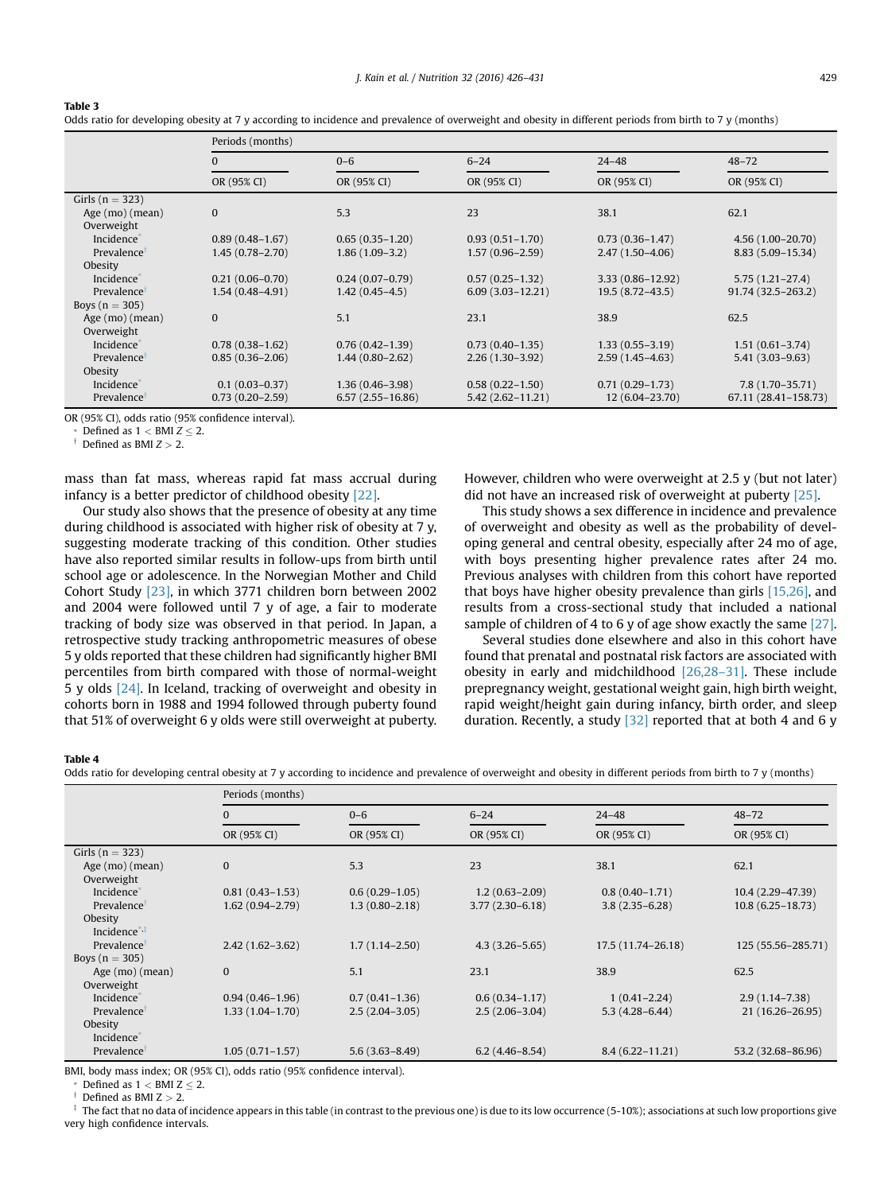**Table 3**
Odds ratio for developing obesity at 7 y according to incidence and prevalence of overweight and obesity in different periods from birth to 7 y (months)

| | Periods (months) | | | | |
|---|---|---|---|---|---|
| | 0 | 0–6 | 6–24 | 24–48 | 48–72 |
| | OR (95% CI) | OR (95% CI) | OR (95% CI) | OR (95% CI) | OR (95% CI) |
| Girls (n = 323) | | | | | |
| Age (mo) (mean) | 0 | 5.3 | 23 | 38.1 | 62.1 |
| Overweight | | | | | |
| Incidence* | 0.89 (0.48–1.67) | 0.65 (0.35–1.20) | 0.93 (0.51–1.70) | 0.73 (0.36–1.47) | 4.56 (1.00–20.70) |
| Prevalence† | 1.45 (0.78–2.70) | 1.86 (1.09–3.2) | 1.57 (0.96–2.59) | 2.47 (1.50–4.06) | 8.83 (5.09–15.34) |
| Obesity | | | | | |
| Incidence* | 0.21 (0.06–0.70) | 0.24 (0.07–0.79) | 0.57 (0.25–1.32) | 3.33 (0.86–12.92) | 5.75 (1.21–27.4) |
| Prevalence† | 1.54 (0.48–4.91) | 1.42 (0.45–4.5) | 6.09 (3.03–12.21) | 19.5 (8.72–43.5) | 91.74 (32.5–263.2) |
| Boys (n = 305) | | | | | |
| Age (mo) (mean) | 0 | 5.1 | 23.1 | 38.9 | 62.5 |
| Overweight | | | | | |
| Incidence* | 0.78 (0.38–1.62) | 0.76 (0.42–1.39) | 0.73 (0.40–1.35) | 1.33 (0.55–3.19) | 1.51 (0.61–3.74) |
| Prevalence† | 0.85 (0.36–2.06) | 1.44 (0.80–2.62) | 2.26 (1.30–3.92) | 2.59 (1.45–4.63) | 5.41 (3.03–9.63) |
| Obesity | | | | | |
| Incidence* | 0.1 (0.03–0.37) | 1.36 (0.46–3.98) | 0.58 (0.22–1.50) | 0.71 (0.29–1.73) | 7.8 (1.70–35.71) |
| Prevalence† | 0.73 (0.20–2.59) | 6.57 (2.55–16.86) | 5.42 (2.62–11.21) | 12 (6.04–23.70) | 67.11 (28.41–158.73) |

OR (95% CI), odds ratio (95% confidence interval).
\* Defined as $1 < \text{BMI } Z \leq 2$.
† Defined as $\text{BMI } Z > 2$.

mass than fat mass, whereas rapid fat mass accrual during infancy is a better predictor of childhood obesity [22].

Our study also shows that the presence of obesity at any time during childhood is associated with higher risk of obesity at 7 y, suggesting moderate tracking of this condition. Other studies have also reported similar results in follow-ups from birth until school age or adolescence. In the Norwegian Mother and Child Cohort Study [23], in which 3771 children born between 2002 and 2004 were followed until 7 y of age, a fair to moderate tracking of body size was observed in that period. In Japan, a retrospective study tracking anthropometric measures of obese 5 y olds reported that these children had significantly higher BMI percentiles from birth compared with those of normal-weight 5 y olds [24]. In Iceland, tracking of overweight and obesity in cohorts born in 1988 and 1994 followed through puberty found that 51% of overweight 6 y olds were still overweight at puberty. However, children who were overweight at 2.5 y (but not later) did not have an increased risk of overweight at puberty [25].

This study shows a sex difference in incidence and prevalence of overweight and obesity as well as the probability of developing general and central obesity, especially after 24 mo of age, with boys presenting higher prevalence rates after 24 mo. Previous analyses with children from this cohort have reported that boys have higher obesity prevalence than girls [15,26], and results from a cross-sectional study that included a national sample of children of 4 to 6 y of age show exactly the same [27].

Several studies done elsewhere and also in this cohort have found that prenatal and postnatal risk factors are associated with obesity in early and midchildhood [26,28–31]. These include prepregnancy weight, gestational weight gain, high birth weight, rapid weight/height gain during infancy, birth order, and sleep duration. Recently, a study [32] reported that at both 4 and 6 y

**Table 4**
Odds ratio for developing central obesity at 7 y according to incidence and prevalence of overweight and obesity in different periods from birth to 7 y (months)

| | Periods (months) | | | | |
|---|---|---|---|---|---|
| | 0 | 0–6 | 6–24 | 24–48 | 48–72 |
| | OR (95% CI) | OR (95% CI) | OR (95% CI) | OR (95% CI) | OR (95% CI) |
| Girls (n = 323) | | | | | |
| Age (mo) (mean) | 0 | 5.3 | 23 | 38.1 | 62.1 |
| Overweight | | | | | |
| Incidence* | 0.81 (0.43–1.53) | 0.6 (0.29–1.05) | 1.2 (0.63–2.09) | 0.8 (0.40–1.71) | 10.4 (2.29–47.39) |
| Prevalence† | 1.62 (0.94–2.79) | 1.3 (0.80–2.18) | 3.77 (2.30–6.18) | 3.8 (2.35–6.28) | 10.8 (6.25–18.73) |
| Obesity | | | | | |
| Incidence*,‡ | | | | | |
| Prevalence† | 2.42 (1.62–3.62) | 1.7 (1.14–2.50) | 4.3 (3.26–5.65) | 17.5 (11.74–26.18) | 125 (55.56–285.71) |
| Boys (n = 305) | | | | | |
| Age (mo) (mean) | 0 | 5.1 | 23.1 | 38.9 | 62.5 |
| Overweight | | | | | |
| Incidence* | 0.94 (0.46–1.96) | 0.7 (0.41–1.36) | 0.6 (0.34–1.17) | 1 (0.41–2.24) | 2.9 (1.14–7.38) |
| Prevalence† | 1.33 (1.04–1.70) | 2.5 (2.04–3.05) | 2.5 (2.06–3.04) | 5.3 (4.28–6.44) | 21 (16.26–26.95) |
| Obesity | | | | | |
| Incidence* | | | | | |
| Prevalence† | 1.05 (0.71–1.57) | 5.6 (3.63–8.49) | 6.2 (4.46–8.54) | 8.4 (6.22–11.21) | 53.2 (32.68–86.96) |

BMI, body mass index; OR (95% CI), odds ratio (95% confidence interval).
\* Defined as $1 < \text{BMI Z} \leq 2$.
† Defined as $\text{BMI Z} > 2$.
‡ The fact that no data of incidence appears in this table (in contrast to the previous one) is due to its low occurrence (5-10%); associations at such low proportions give very high confidence intervals.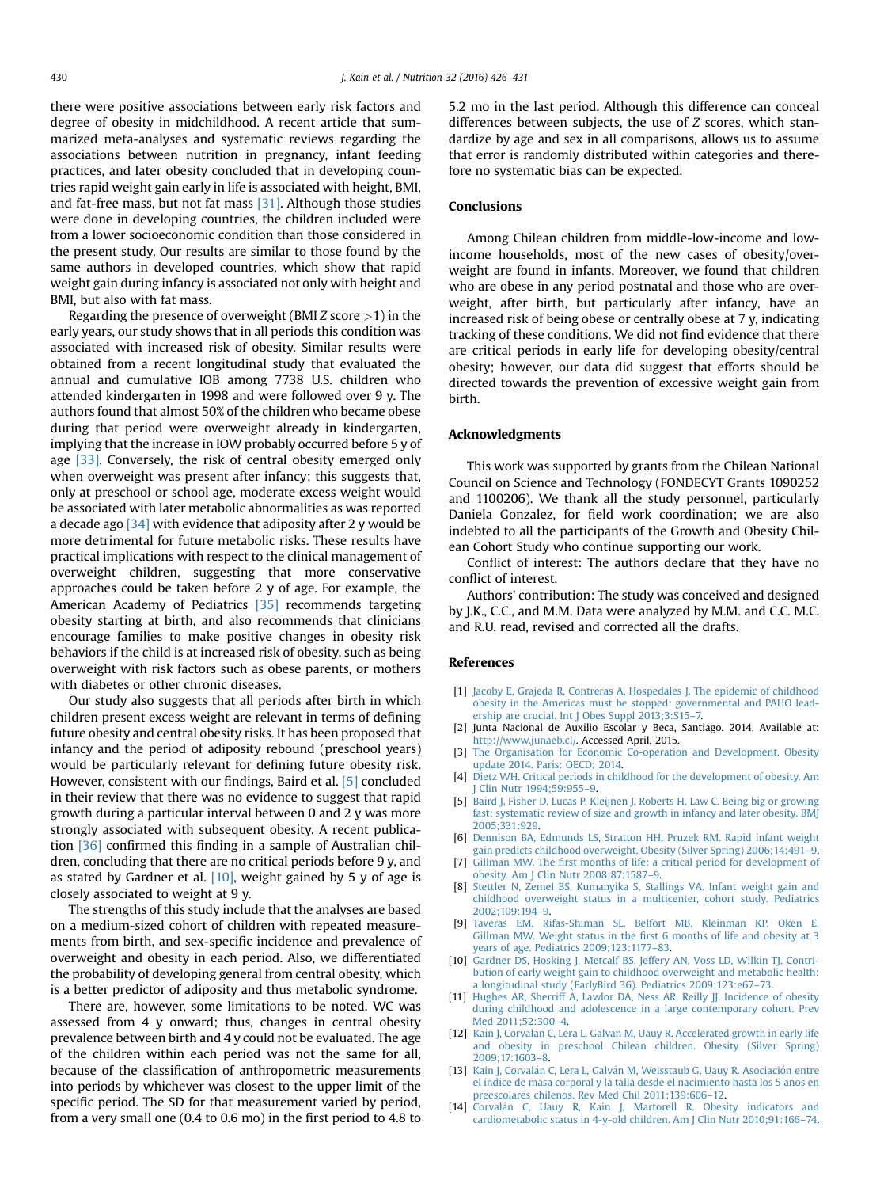there were positive associations between early risk factors and degree of obesity in midchildhood. A recent article that summarized meta-analyses and systematic reviews regarding the associations between nutrition in pregnancy, infant feeding practices, and later obesity concluded that in developing countries rapid weight gain early in life is associated with height, BMI, and fat-free mass, but not fat mass [31]. Although those studies were done in developing countries, the children included were from a lower socioeconomic condition than those considered in the present study. Our results are similar to those found by the same authors in developed countries, which show that rapid weight gain during infancy is associated not only with height and BMI, but also with fat mass.

Regarding the presence of overweight (BMI *Z* score >1) in the early years, our study shows that in all periods this condition was associated with increased risk of obesity. Similar results were obtained from a recent longitudinal study that evaluated the annual and cumulative IOB among 7738 U.S. children who attended kindergarten in 1998 and were followed over 9 y. The authors found that almost 50% of the children who became obese during that period were overweight already in kindergarten, implying that the increase in IOW probably occurred before 5 y of age [33]. Conversely, the risk of central obesity emerged only when overweight was present after infancy; this suggests that, only at preschool or school age, moderate excess weight would be associated with later metabolic abnormalities as was reported a decade ago [34] with evidence that adiposity after 2 y would be more detrimental for future metabolic risks. These results have practical implications with respect to the clinical management of overweight children, suggesting that more conservative approaches could be taken before 2 y of age. For example, the American Academy of Pediatrics [35] recommends targeting obesity starting at birth, and also recommends that clinicians encourage families to make positive changes in obesity risk behaviors if the child is at increased risk of obesity, such as being overweight with risk factors such as obese parents, or mothers with diabetes or other chronic diseases.

Our study also suggests that all periods after birth in which children present excess weight are relevant in terms of defining future obesity and central obesity risks. It has been proposed that infancy and the period of adiposity rebound (preschool years) would be particularly relevant for defining future obesity risk. However, consistent with our findings, Baird et al. [5] concluded in their review that there was no evidence to suggest that rapid growth during a particular interval between 0 and 2 y was more strongly associated with subsequent obesity. A recent publication [36] confirmed this finding in a sample of Australian children, concluding that there are no critical periods before 9 y, and as stated by Gardner et al. [10], weight gained by 5 y of age is closely associated to weight at 9 y.

The strengths of this study include that the analyses are based on a medium-sized cohort of children with repeated measurements from birth, and sex-specific incidence and prevalence of overweight and obesity in each period. Also, we differentiated the probability of developing general from central obesity, which is a better predictor of adiposity and thus metabolic syndrome.

There are, however, some limitations to be noted. WC was assessed from 4 y onward; thus, changes in central obesity prevalence between birth and 4 y could not be evaluated. The age of the children within each period was not the same for all, because of the classification of anthropometric measurements into periods by whichever was closest to the upper limit of the specific period. The SD for that measurement varied by period, from a very small one (0.4 to 0.6 mo) in the first period to 4.8 to 5.2 mo in the last period. Although this difference can conceal differences between subjects, the use of *Z* scores, which standardize by age and sex in all comparisons, allows us to assume that error is randomly distributed within categories and therefore no systematic bias can be expected.

## Conclusions

Among Chilean children from middle-low-income and low-income households, most of the new cases of obesity/overweight are found in infants. Moreover, we found that children who are obese in any period postnatal and those who are overweight, after birth, but particularly after infancy, have an increased risk of being obese or centrally obese at 7 y, indicating tracking of these conditions. We did not find evidence that there are critical periods in early life for developing obesity/central obesity; however, our data did suggest that efforts should be directed towards the prevention of excessive weight gain from birth.

## Acknowledgments

This work was supported by grants from the Chilean National Council on Science and Technology (FONDECYT Grants 1090252 and 1100206). We thank all the study personnel, particularly Daniela Gonzalez, for field work coordination; we are also indebted to all the participants of the Growth and Obesity Chilean Cohort Study who continue supporting our work.

Conflict of interest: The authors declare that they have no conflict of interest.

Authors' contribution: The study was conceived and designed by J.K., C.C., and M.M. Data were analyzed by M.M. and C.C. M.C. and R.U. read, revised and corrected all the drafts.

## References

[1] Jacoby E, Grajeda R, Contreras A, Hospedales J. The epidemic of childhood obesity in the Americas must be stopped: governmental and PAHO leadership are crucial. Int J Obes Suppl 2013;3:S15–7.

[2] Junta Nacional de Auxilio Escolar y Beca, Santiago. 2014. Available at: http://www.junaeb.cl/. Accessed April, 2015.

[3] The Organisation for Economic Co-operation and Development. Obesity update 2014. Paris: OECD; 2014.

[4] Dietz WH. Critical periods in childhood for the development of obesity. Am J Clin Nutr 1994;59:955–9.

[5] Baird J, Fisher D, Lucas P, Kleijnen J, Roberts H, Law C. Being big or growing fast: systematic review of size and growth in infancy and later obesity. BMJ 2005;331:929.

[6] Dennison BA, Edmunds LS, Stratton HH, Pruzek RM. Rapid infant weight gain predicts childhood overweight. Obesity (Silver Spring) 2006;14:491–9.

[7] Gillman MW. The first months of life: a critical period for development of obesity. Am J Clin Nutr 2008;87:1587–9.

[8] Stettler N, Zemel BS, Kumanyika S, Stallings VA. Infant weight gain and childhood overweight status in a multicenter, cohort study. Pediatrics 2002;109:194–9.

[9] Taveras EM, Rifas-Shiman SL, Belfort MB, Kleinman KP, Oken E, Gillman MW. Weight status in the first 6 months of life and obesity at 3 years of age. Pediatrics 2009;123:1177–83.

[10] Gardner DS, Hosking J, Metcalf BS, Jeffery AN, Voss LD, Wilkin TJ. Contribution of early weight gain to childhood overweight and metabolic health: a longitudinal study (EarlyBird 36). Pediatrics 2009;123:e67–73.

[11] Hughes AR, Sherriff A, Lawlor DA, Ness AR, Reilly JJ. Incidence of obesity during childhood and adolescence in a large contemporary cohort. Prev Med 2011;52:300–4.

[12] Kain J, Corvalan C, Lera L, Galvan M, Uauy R. Accelerated growth in early life and obesity in preschool Chilean children. Obesity (Silver Spring) 2009;17:1603–8.

[13] Kain J, Corvalán C, Lera L, Galván M, Weisstaub G, Uauy R. Asociación entre el índice de masa corporal y la talla desde el nacimiento hasta los 5 años en preescolares chilenos. Rev Med Chil 2011;139:606–12.

[14] Corvalán C, Uauy R, Kain J, Martorell R. Obesity indicators and cardiometabolic status in 4-y-old children. Am J Clin Nutr 2010;91:166–74.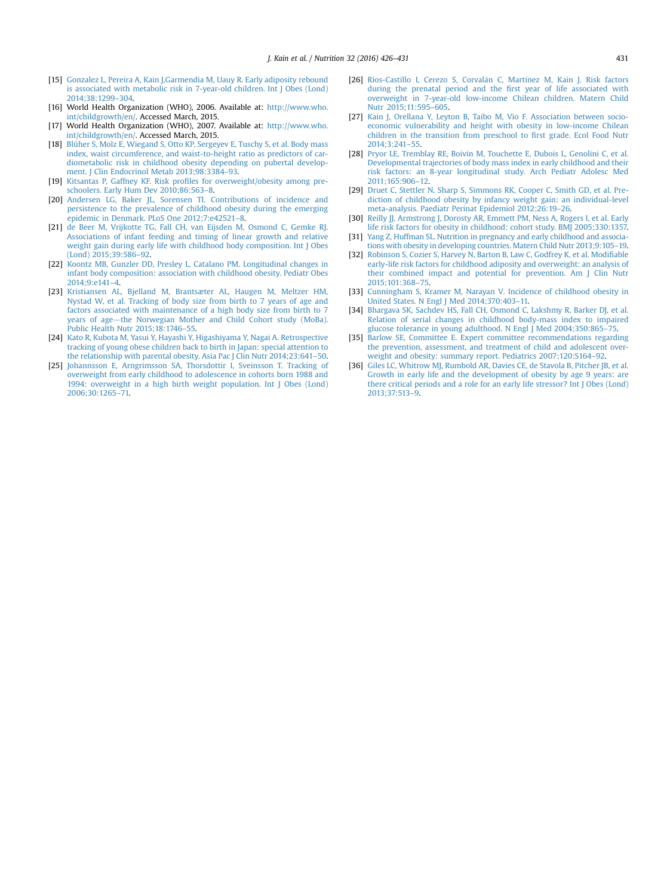[15] Gonzalez L, Pereira A, Kain J,Garmendia M, Uauy R. Early adiposity rebound is associated with metabolic risk in 7-year-old children. Int J Obes (Lond) 2014;38:1299–304.

[16] World Health Organization (WHO), 2006. Available at: http://www.who.int/childgrowth/en/. Accessed March, 2015.

[17] World Health Organization (WHO), 2007. Available at: http://www.who.int/childgrowth/en/. Accessed March, 2015.

[18] Blüher S, Molz E, Wiegand S, Otto KP, Sergeyev E, Tuschy S, et al. Body mass index, waist circumference, and waist-to-height ratio as predictors of cardiometabolic risk in childhood obesity depending on pubertal development. J Clin Endocrinol Metab 2013;98:3384–93.

[19] Kitsantas P, Gaffney KF. Risk profiles for overweight/obesity among preschoolers. Early Hum Dev 2010;86:563–8.

[20] Andersen LG, Baker JL, Sorensen TI. Contributions of incidence and persistence to the prevalence of childhood obesity during the emerging epidemic in Denmark. PLoS One 2012;7:e42521–8.

[21] de Beer M, Vrijkotte TG, Fall CH, van Eijsden M, Osmond C, Gemke RJ. Associations of infant feeding and timing of linear growth and relative weight gain during early life with childhood body composition. Int J Obes (Lond) 2015;39:586–92.

[22] Koontz MB, Gunzler DD, Presley L, Catalano PM. Longitudinal changes in infant body composition: association with childhood obesity. Pediatr Obes 2014;9:e141–4.

[23] Kristiansen AL, Bjelland M, Brantsæter AL, Haugen M, Meltzer HM, Nystad W, et al. Tracking of body size from birth to 7 years of age and factors associated with maintenance of a high body size from birth to 7 years of age—the Norwegian Mother and Child Cohort study (MoBa). Public Health Nutr 2015;18:1746–55.

[24] Kato R, Kubota M, Yasui Y, Hayashi Y, Higashiyama Y, Nagai A. Retrospective tracking of young obese children back to birth in Japan: special attention to the relationship with parental obesity. Asia Pac J Clin Nutr 2014;23:641–50.

[25] Johannsson E, Arngrimsson SA, Thorsdottir I, Sveinsson T. Tracking of overweight from early childhood to adolescence in cohorts born 1988 and 1994: overweight in a high birth weight population. Int J Obes (Lond) 2006;30:1265–71.

[26] Rios-Castillo I, Cerezo S, Corvalán C, Martinez M, Kain J. Risk factors during the prenatal period and the first year of life associated with overweight in 7-year-old low-income Chilean children. Matern Child Nutr 2015;11:595–605.

[27] Kain J, Orellana Y, Leyton B, Taibo M, Vio F. Association between socio-economic vulnerability and height with obesity in low-income Chilean children in the transition from preschool to first grade. Ecol Food Nutr 2014;3:241–55.

[28] Pryor LE, Tremblay RE, Boivin M, Touchette E, Dubois L, Genolini C, et al. Developmental trajectories of body mass index in early childhood and their risk factors: an 8-year longitudinal study. Arch Pediatr Adolesc Med 2011;165:906–12.

[29] Druet C, Stettler N, Sharp S, Simmons RK, Cooper C, Smith GD, et al. Prediction of childhood obesity by infancy weight gain: an individual-level meta-analysis. Paediatr Perinat Epidemiol 2012;26:19–26.

[30] Reilly JJ, Armstrong J, Dorosty AR, Emmett PM, Ness A, Rogers I, et al. Early life risk factors for obesity in childhood: cohort study. BMJ 2005;330:1357.

[31] Yang Z, Huffman SL. Nutrition in pregnancy and early childhood and associations with obesity in developing countries. Matern Child Nutr 2013;9:105–19.

[32] Robinson S, Cozier S, Harvey N, Barton B, Law C, Godfrey K, et al. Modifiable early-life risk factors for childhood adiposity and overweight: an analysis of their combined impact and potential for prevention. Am J Clin Nutr 2015;101:368–75.

[33] Cunningham S, Kramer M, Narayan V. Incidence of childhood obesity in United States. N Engl J Med 2014;370:403–11.

[34] Bhargava SK, Sachdev HS, Fall CH, Osmond C, Lakshmy R, Barker DJ, et al. Relation of serial changes in childhood body-mass index to impaired glucose tolerance in young adulthood. N Engl J Med 2004;350:865–75.

[35] Barlow SE, Committee E. Expert committee recommendations regarding the prevention, assessment, and treatment of child and adolescent overweight and obesity: summary report. Pediatrics 2007;120:S164–92.

[36] Giles LC, Whitrow MJ, Rumbold AR, Davies CE, de Stavola B, Pitcher JB, et al. Growth in early life and the development of obesity by age 9 years: are there critical periods and a role for an early life stressor? Int J Obes (Lond) 2013;37:513–9.